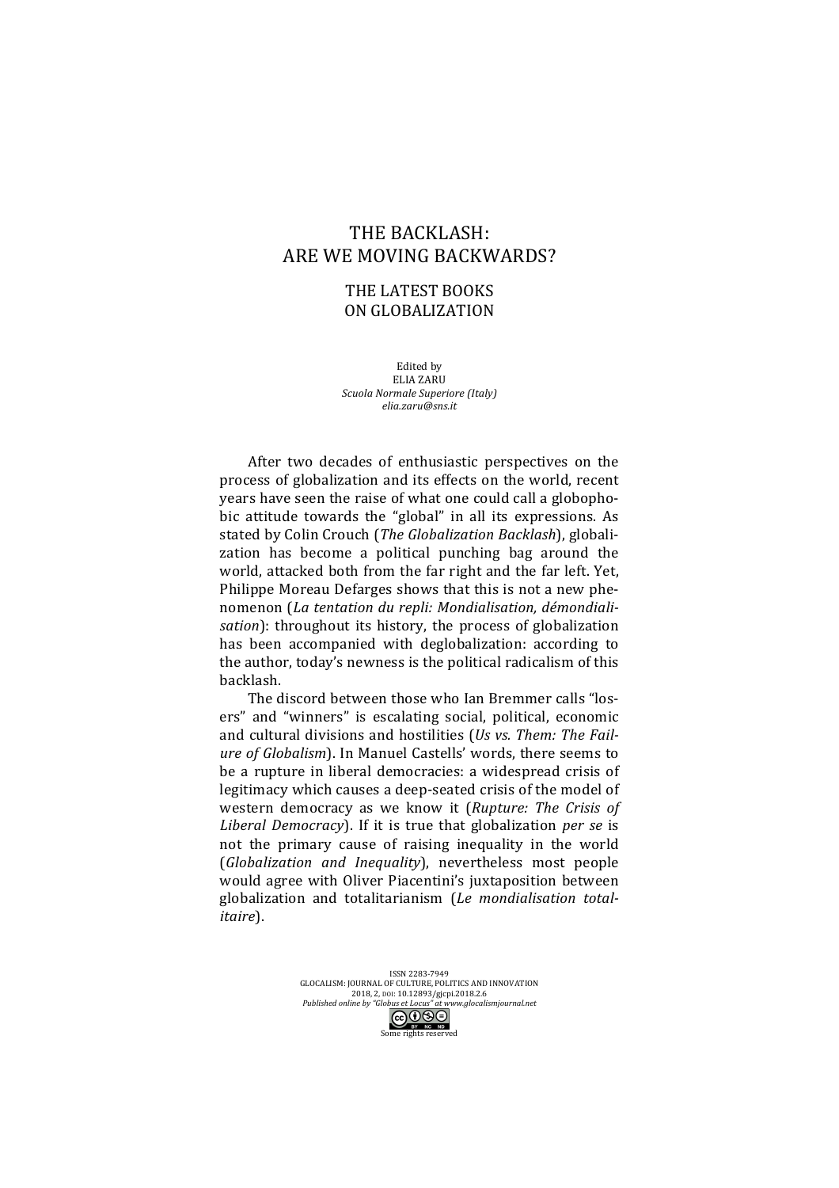# THE BACKLASH: ARE WE MOVING BACKWARDS?

## THE LATEST BOOKS ON GLOBALIZATION

Edited by
ELIA ZARU
*Scuola Normale Superiore (Italy)*
*elia.zaru@sns.it*

After two decades of enthusiastic perspectives on the process of globalization and its effects on the world, recent years have seen the raise of what one could call a globophobic attitude towards the "global" in all its expressions. As stated by Colin Crouch (*The Globalization Backlash*), globalization has become a political punching bag around the world, attacked both from the far right and the far left. Yet, Philippe Moreau Defarges shows that this is not a new phenomenon (*La tentation du repli: Mondialisation, démondialisation*): throughout its history, the process of globalization has been accompanied with deglobalization: according to the author, today's newness is the political radicalism of this backlash.

The discord between those who Ian Bremmer calls "losers" and "winners" is escalating social, political, economic and cultural divisions and hostilities (*Us vs. Them: The Failure of Globalism*). In Manuel Castells' words, there seems to be a rupture in liberal democracies: a widespread crisis of legitimacy which causes a deep-seated crisis of the model of western democracy as we know it (*Rupture: The Crisis of Liberal Democracy*). If it is true that globalization *per se* is not the primary cause of raising inequality in the world (*Globalization and Inequality*), nevertheless most people would agree with Oliver Piacentini's juxtaposition between globalization and totalitarianism (*Le mondialisation totalitaire*).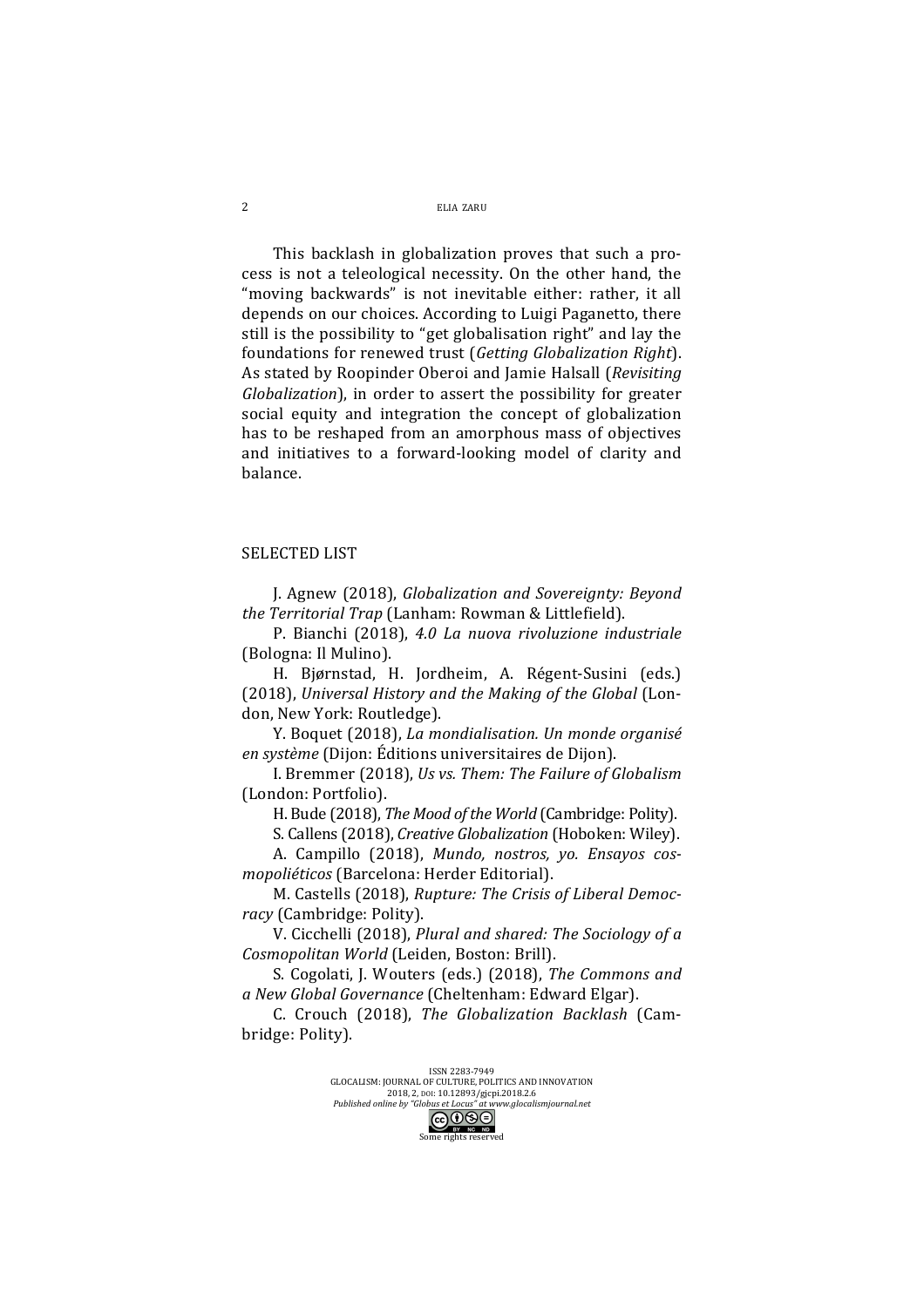This backlash in globalization proves that such a process is not a teleological necessity. On the other hand, the "moving backwards" is not inevitable either: rather, it all depends on our choices. According to Luigi Paganetto, there still is the possibility to "get globalisation right" and lay the foundations for renewed trust (*Getting Globalization Right*). As stated by Roopinder Oberoi and Jamie Halsall (*Revisiting Globalization*), in order to assert the possibility for greater social equity and integration the concept of globalization has to be reshaped from an amorphous mass of objectives and initiatives to a forward-looking model of clarity and balance.

## SELECTED LIST

J. Agnew (2018), *Globalization and Sovereignty: Beyond the Territorial Trap* (Lanham: Rowman & Littlefield).

P. Bianchi (2018), *4.0 La nuova rivoluzione industriale* (Bologna: Il Mulino).

H. Bjørnstad, H. Jordheim, A. Régent-Susini (eds.) (2018), *Universal History and the Making of the Global* (London, New York: Routledge).

Y. Boquet (2018), *La mondialisation. Un monde organisé en système* (Dijon: Éditions universitaires de Dijon).

I. Bremmer (2018), *Us vs. Them: The Failure of Globalism* (London: Portfolio).

H. Bude (2018), *The Mood of the World* (Cambridge: Polity).

S. Callens (2018), *Creative Globalization* (Hoboken: Wiley).

A. Campillo (2018), *Mundo, nostros, yo. Ensayos cosmopoliéticos* (Barcelona: Herder Editorial).

M. Castells (2018), *Rupture: The Crisis of Liberal Democracy* (Cambridge: Polity).

V. Cicchelli (2018), *Plural and shared: The Sociology of a Cosmopolitan World* (Leiden, Boston: Brill).

S. Cogolati, J. Wouters (eds.) (2018), *The Commons and a New Global Governance* (Cheltenham: Edward Elgar).

C. Crouch (2018), *The Globalization Backlash* (Cambridge: Polity).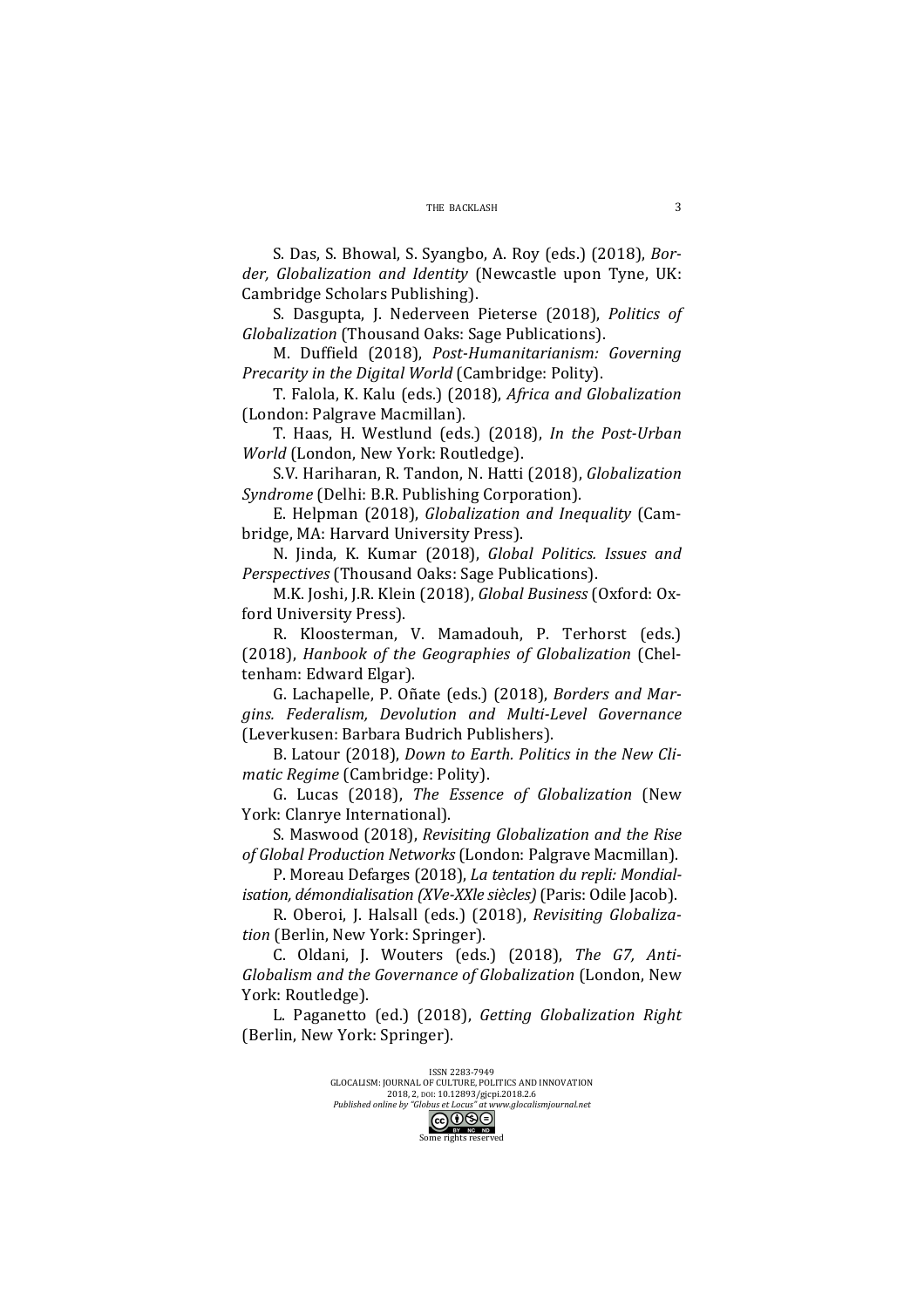S. Das, S. Bhowal, S. Syangbo, A. Roy (eds.) (2018), *Border, Globalization and Identity* (Newcastle upon Tyne, UK: Cambridge Scholars Publishing).

S. Dasgupta, J. Nederveen Pieterse (2018), *Politics of Globalization* (Thousand Oaks: Sage Publications).

M. Duffield (2018), *Post-Humanitarianism: Governing Precarity in the Digital World* (Cambridge: Polity).

T. Falola, K. Kalu (eds.) (2018), *Africa and Globalization* (London: Palgrave Macmillan).

T. Haas, H. Westlund (eds.) (2018), *In the Post-Urban World* (London, New York: Routledge).

S.V. Hariharan, R. Tandon, N. Hatti (2018), *Globalization Syndrome* (Delhi: B.R. Publishing Corporation).

E. Helpman (2018), *Globalization and Inequality* (Cambridge, MA: Harvard University Press).

N. Jinda, K. Kumar (2018), *Global Politics. Issues and Perspectives* (Thousand Oaks: Sage Publications).

M.K. Joshi, J.R. Klein (2018), *Global Business* (Oxford: Oxford University Press).

R. Kloosterman, V. Mamadouh, P. Terhorst (eds.) (2018), *Hanbook of the Geographies of Globalization* (Cheltenham: Edward Elgar).

G. Lachapelle, P. Oñate (eds.) (2018), *Borders and Margins. Federalism, Devolution and Multi-Level Governance* (Leverkusen: Barbara Budrich Publishers).

B. Latour (2018), *Down to Earth. Politics in the New Climatic Regime* (Cambridge: Polity).

G. Lucas (2018), *The Essence of Globalization* (New York: Clanrye International).

S. Maswood (2018), *Revisiting Globalization and the Rise of Global Production Networks* (London: Palgrave Macmillan).

P. Moreau Defarges (2018), *La tentation du repli: Mondialisation, démondialisation (XVe-XXIe siècles)* (Paris: Odile Jacob).

R. Oberoi, J. Halsall (eds.) (2018), *Revisiting Globalization* (Berlin, New York: Springer).

C. Oldani, J. Wouters (eds.) (2018), *The G7, Anti-Globalism and the Governance of Globalization* (London, New York: Routledge).

L. Paganetto (ed.) (2018), *Getting Globalization Right* (Berlin, New York: Springer).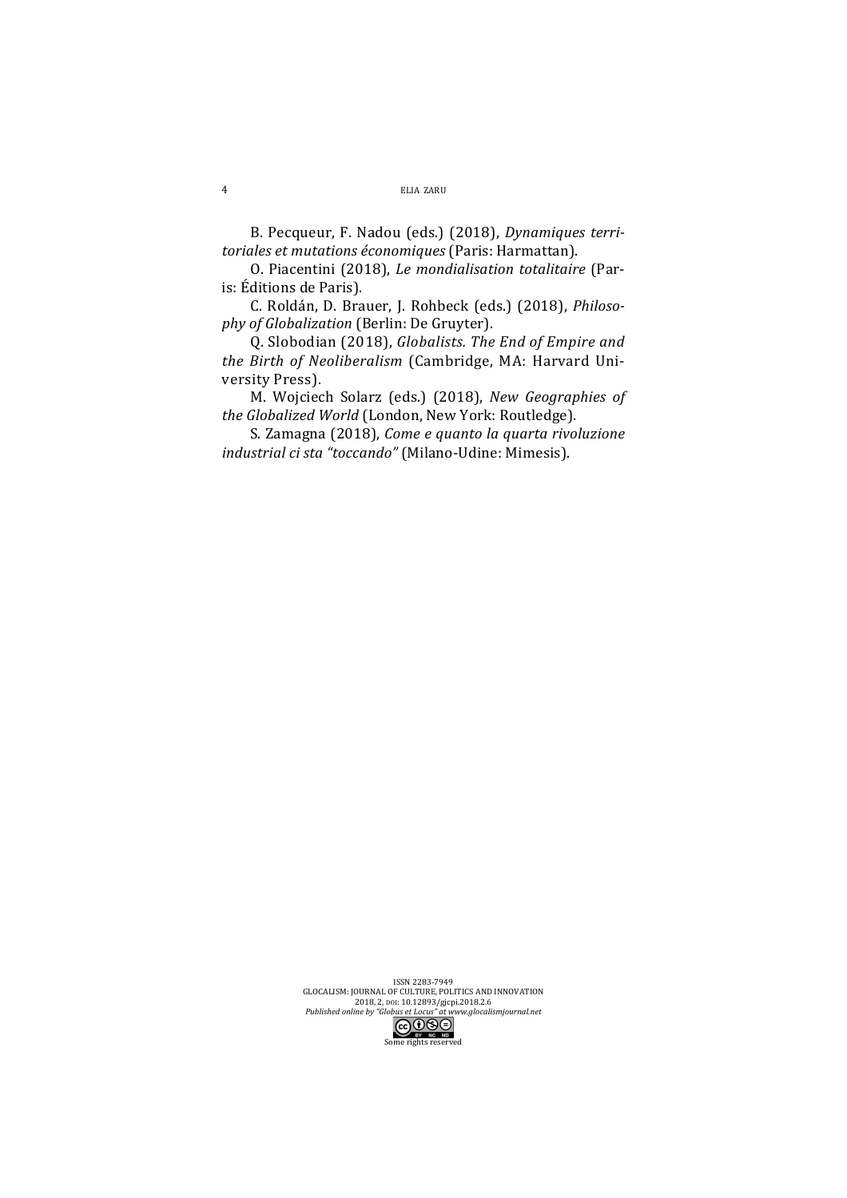B. Pecqueur, F. Nadou (eds.) (2018), *Dynamiques territoriales et mutations économiques* (Paris: Harmattan).

O. Piacentini (2018), *Le mondialisation totalitaire* (Paris: Éditions de Paris).

C. Roldán, D. Brauer, J. Rohbeck (eds.) (2018), *Philosophy of Globalization* (Berlin: De Gruyter).

Q. Slobodian (2018), *Globalists. The End of Empire and the Birth of Neoliberalism* (Cambridge, MA: Harvard University Press).

M. Wojciech Solarz (eds.) (2018), *New Geographies of the Globalized World* (London, New York: Routledge).

S. Zamagna (2018), *Come e quanto la quarta rivoluzione industrial ci sta "toccando"* (Milano-Udine: Mimesis).